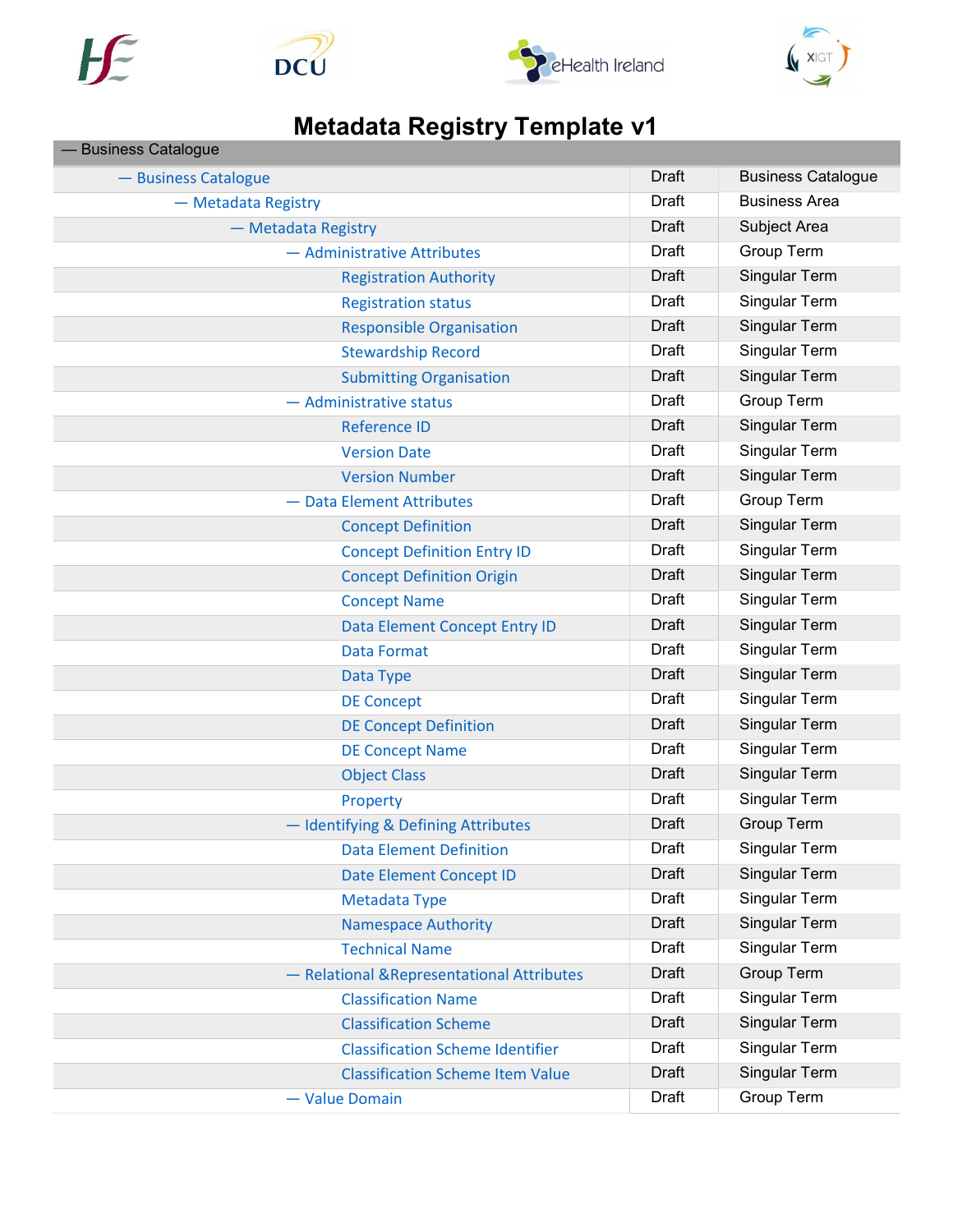# Metadata Registry Template v1

| — Business Catalogue | | |
|---|---|---|
| — Business Catalogue | Draft | Business Catalogue |
| — Metadata Registry | Draft | Business Area |
| — Metadata Registry | Draft | Subject Area |
| — Administrative Attributes | Draft | Group Term |
| Registration Authority | Draft | Singular Term |
| Registration status | Draft | Singular Term |
| Responsible Organisation | Draft | Singular Term |
| Stewardship Record | Draft | Singular Term |
| Submitting Organisation | Draft | Singular Term |
| — Administrative status | Draft | Group Term |
| Reference ID | Draft | Singular Term |
| Version Date | Draft | Singular Term |
| Version Number | Draft | Singular Term |
| — Data Element Attributes | Draft | Group Term |
| Concept Definition | Draft | Singular Term |
| Concept Definition Entry ID | Draft | Singular Term |
| Concept Definition Origin | Draft | Singular Term |
| Concept Name | Draft | Singular Term |
| Data Element Concept Entry ID | Draft | Singular Term |
| Data Format | Draft | Singular Term |
| Data Type | Draft | Singular Term |
| DE Concept | Draft | Singular Term |
| DE Concept Definition | Draft | Singular Term |
| DE Concept Name | Draft | Singular Term |
| Object Class | Draft | Singular Term |
| Property | Draft | Singular Term |
| — Identifying & Defining Attributes | Draft | Group Term |
| Data Element Definition | Draft | Singular Term |
| Date Element Concept ID | Draft | Singular Term |
| Metadata Type | Draft | Singular Term |
| Namespace Authority | Draft | Singular Term |
| Technical Name | Draft | Singular Term |
| — Relational &Representational Attributes | Draft | Group Term |
| Classification Name | Draft | Singular Term |
| Classification Scheme | Draft | Singular Term |
| Classification Scheme Identifier | Draft | Singular Term |
| Classification Scheme Item Value | Draft | Singular Term |
| — Value Domain | Draft | Group Term |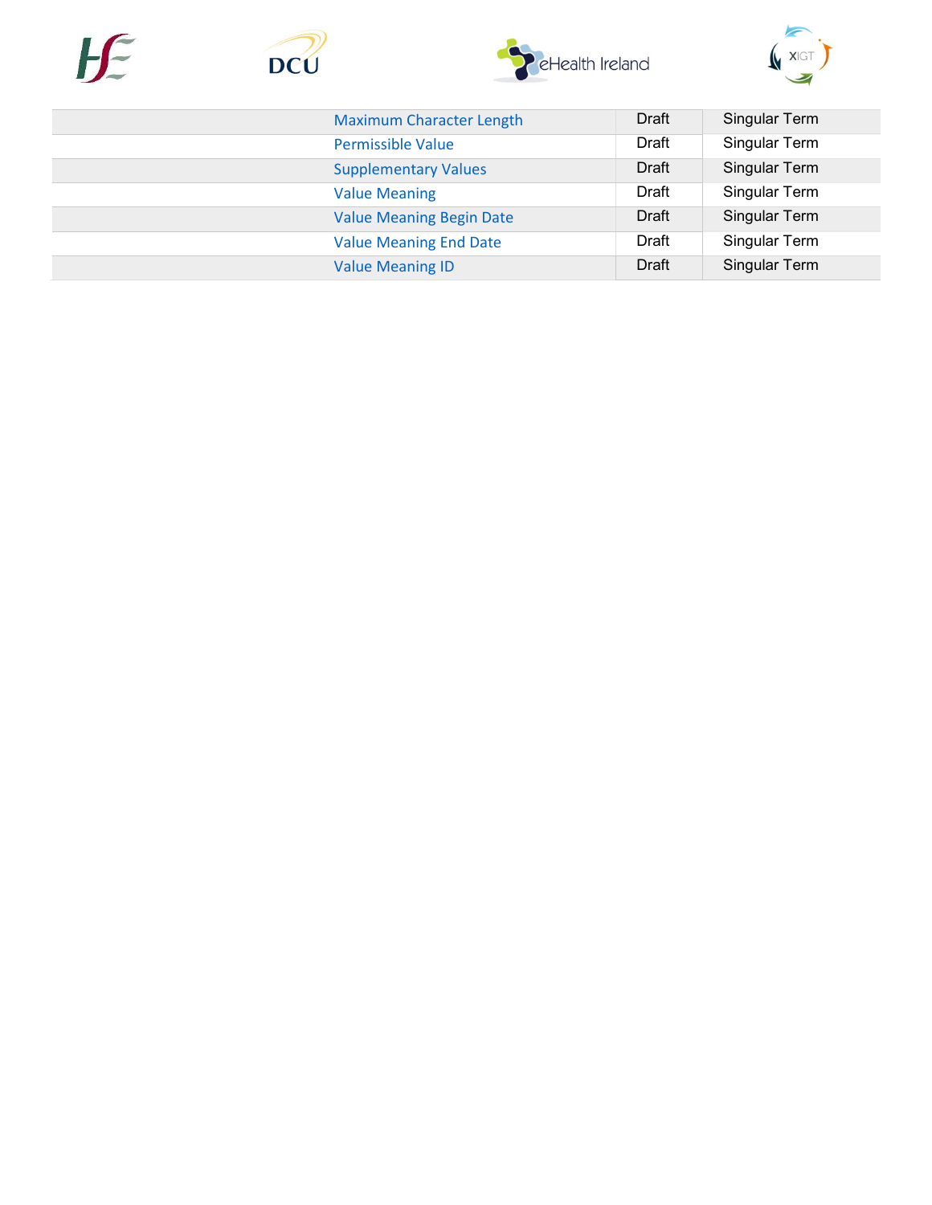| | | | |
|---|---|---|---|
| | Maximum Character Length | Draft | Singular Term |
| | Permissible Value | Draft | Singular Term |
| | Supplementary Values | Draft | Singular Term |
| | Value Meaning | Draft | Singular Term |
| | Value Meaning Begin Date | Draft | Singular Term |
| | Value Meaning End Date | Draft | Singular Term |
| | Value Meaning ID | Draft | Singular Term |